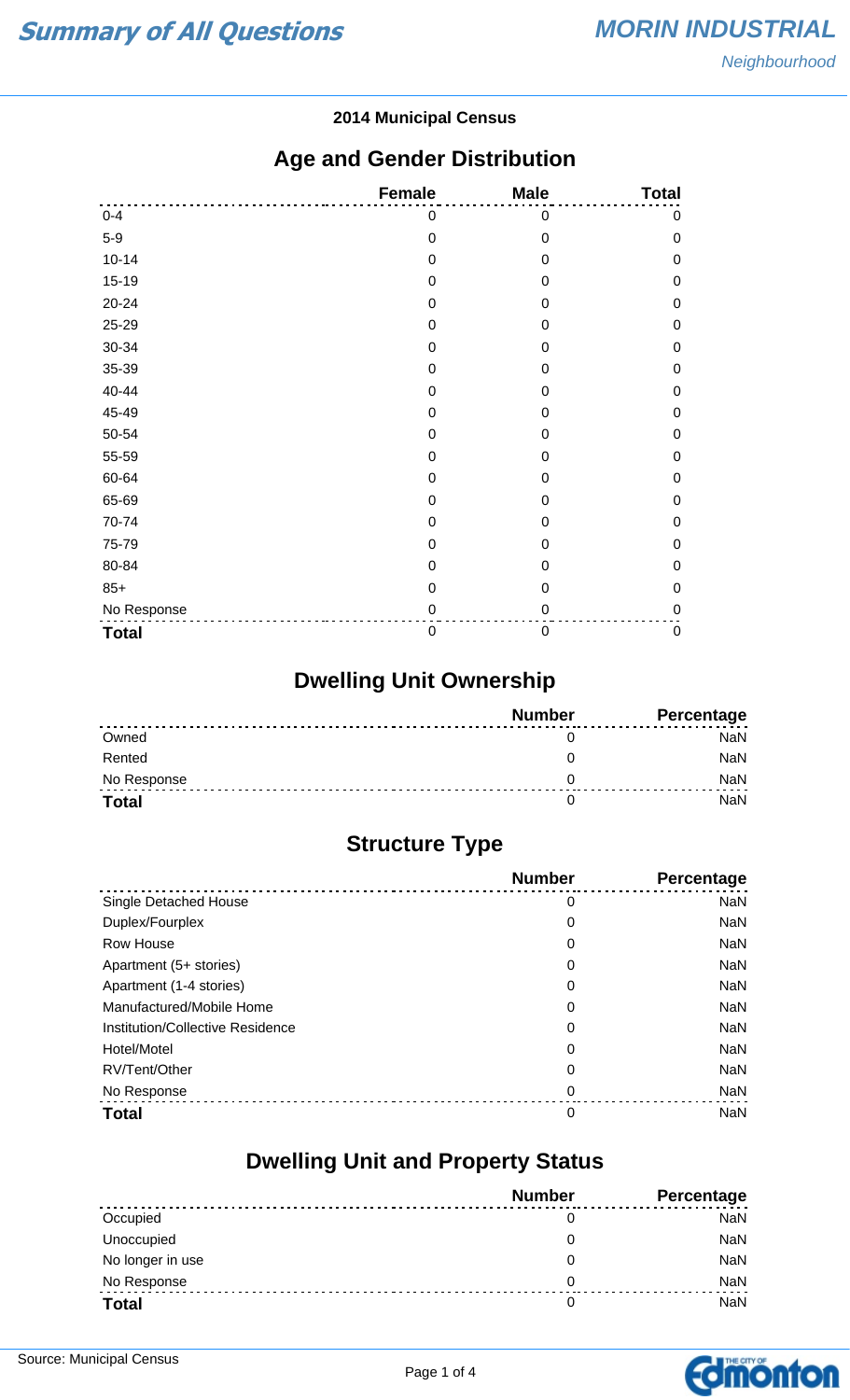# Summary of All Questions

## MORIN INDUSTRIAL

*Neighbourhood*

**2014 Municipal Census**

## Age and Gender Distribution

| | Female | Male | Total |
|---|---|---|---|
| 0-4 | 0 | 0 | 0 |
| 5-9 | 0 | 0 | 0 |
| 10-14 | 0 | 0 | 0 |
| 15-19 | 0 | 0 | 0 |
| 20-24 | 0 | 0 | 0 |
| 25-29 | 0 | 0 | 0 |
| 30-34 | 0 | 0 | 0 |
| 35-39 | 0 | 0 | 0 |
| 40-44 | 0 | 0 | 0 |
| 45-49 | 0 | 0 | 0 |
| 50-54 | 0 | 0 | 0 |
| 55-59 | 0 | 0 | 0 |
| 60-64 | 0 | 0 | 0 |
| 65-69 | 0 | 0 | 0 |
| 70-74 | 0 | 0 | 0 |
| 75-79 | 0 | 0 | 0 |
| 80-84 | 0 | 0 | 0 |
| 85+ | 0 | 0 | 0 |
| No Response | 0 | 0 | 0 |
| **Total** | 0 | 0 | 0 |

## Dwelling Unit Ownership

| | Number | Percentage |
|---|---|---|
| Owned | 0 | NaN |
| Rented | 0 | NaN |
| No Response | 0 | NaN |
| **Total** | 0 | NaN |

## Structure Type

| | Number | Percentage |
|---|---|---|
| Single Detached House | 0 | NaN |
| Duplex/Fourplex | 0 | NaN |
| Row House | 0 | NaN |
| Apartment (5+ stories) | 0 | NaN |
| Apartment (1-4 stories) | 0 | NaN |
| Manufactured/Mobile Home | 0 | NaN |
| Institution/Collective Residence | 0 | NaN |
| Hotel/Motel | 0 | NaN |
| RV/Tent/Other | 0 | NaN |
| No Response | 0 | NaN |
| **Total** | 0 | NaN |

## Dwelling Unit and Property Status

| | Number | Percentage |
|---|---|---|
| Occupied | 0 | NaN |
| Unoccupied | 0 | NaN |
| No longer in use | 0 | NaN |
| No Response | 0 | NaN |
| **Total** | 0 | NaN |

Source: Municipal Census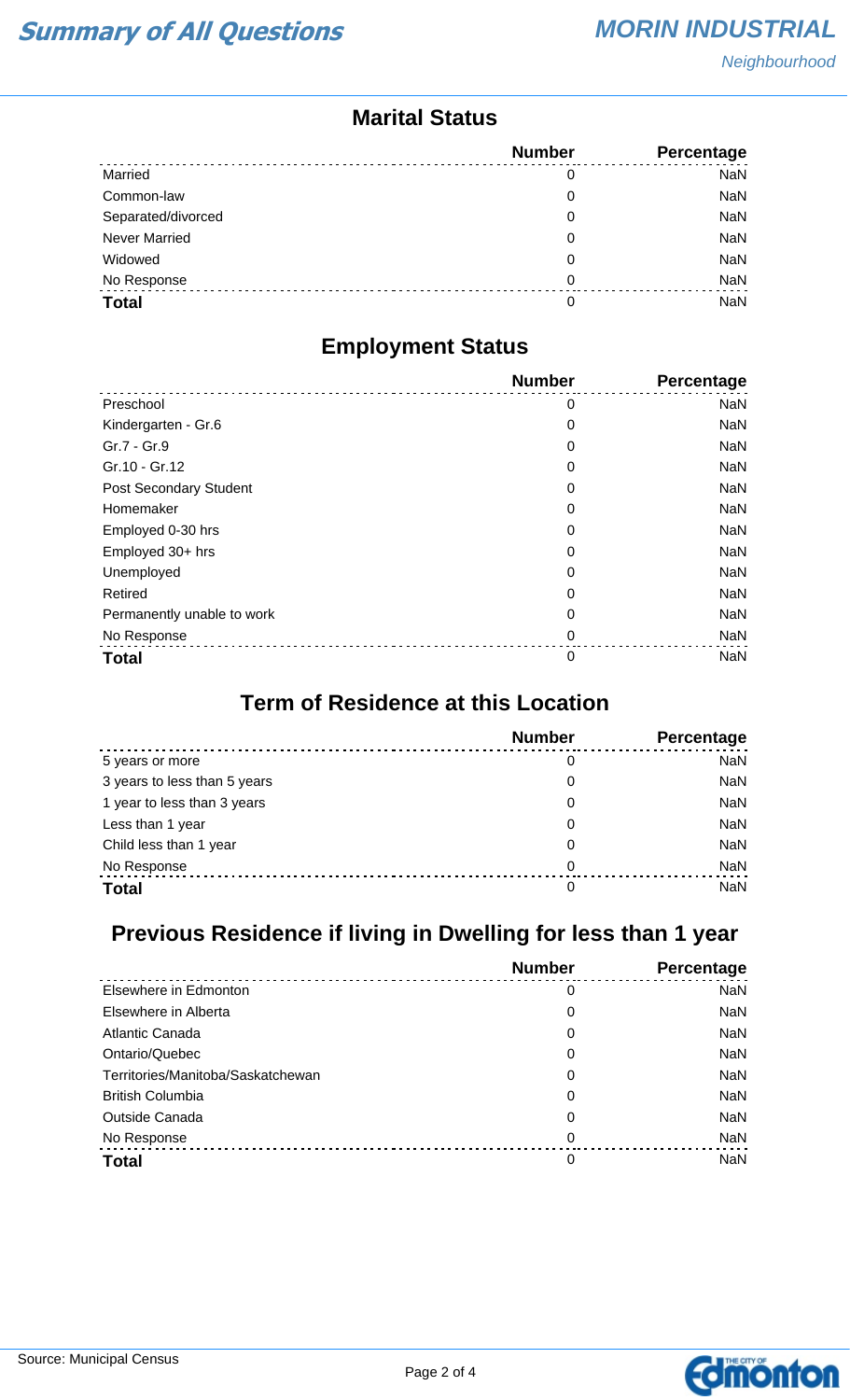## Marital Status

| | Number | Percentage |
|---|---|---|
| Married | 0 | NaN |
| Common-law | 0 | NaN |
| Separated/divorced | 0 | NaN |
| Never Married | 0 | NaN |
| Widowed | 0 | NaN |
| No Response | 0 | NaN |
| **Total** | 0 | NaN |

## Employment Status

| | Number | Percentage |
|---|---|---|
| Preschool | 0 | NaN |
| Kindergarten - Gr.6 | 0 | NaN |
| Gr.7 - Gr.9 | 0 | NaN |
| Gr.10 - Gr.12 | 0 | NaN |
| Post Secondary Student | 0 | NaN |
| Homemaker | 0 | NaN |
| Employed 0-30 hrs | 0 | NaN |
| Employed 30+ hrs | 0 | NaN |
| Unemployed | 0 | NaN |
| Retired | 0 | NaN |
| Permanently unable to work | 0 | NaN |
| No Response | 0 | NaN |
| **Total** | 0 | NaN |

## Term of Residence at this Location

| | Number | Percentage |
|---|---|---|
| 5 years or more | 0 | NaN |
| 3 years to less than 5 years | 0 | NaN |
| 1 year to less than 3 years | 0 | NaN |
| Less than 1 year | 0 | NaN |
| Child less than 1 year | 0 | NaN |
| No Response | 0 | NaN |
| **Total** | 0 | NaN |

## Previous Residence if living in Dwelling for less than 1 year

| | Number | Percentage |
|---|---|---|
| Elsewhere in Edmonton | 0 | NaN |
| Elsewhere in Alberta | 0 | NaN |
| Atlantic Canada | 0 | NaN |
| Ontario/Quebec | 0 | NaN |
| Territories/Manitoba/Saskatchewan | 0 | NaN |
| British Columbia | 0 | NaN |
| Outside Canada | 0 | NaN |
| No Response | 0 | NaN |
| **Total** | 0 | NaN |

Source: Municipal Census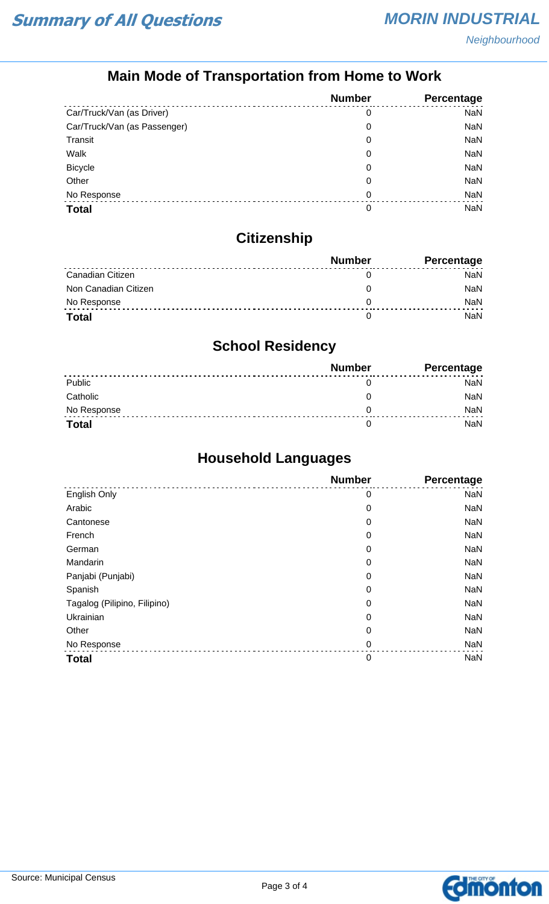## Main Mode of Transportation from Home to Work

| | Number | Percentage |
|---|---|---|
| Car/Truck/Van (as Driver) | 0 | NaN |
| Car/Truck/Van (as Passenger) | 0 | NaN |
| Transit | 0 | NaN |
| Walk | 0 | NaN |
| Bicycle | 0 | NaN |
| Other | 0 | NaN |
| No Response | 0 | NaN |
| **Total** | 0 | NaN |

## Citizenship

| | Number | Percentage |
|---|---|---|
| Canadian Citizen | 0 | NaN |
| Non Canadian Citizen | 0 | NaN |
| No Response | 0 | NaN |
| **Total** | 0 | NaN |

## School Residency

| | Number | Percentage |
|---|---|---|
| Public | 0 | NaN |
| Catholic | 0 | NaN |
| No Response | 0 | NaN |
| **Total** | 0 | NaN |

## Household Languages

| | Number | Percentage |
|---|---|---|
| English Only | 0 | NaN |
| Arabic | 0 | NaN |
| Cantonese | 0 | NaN |
| French | 0 | NaN |
| German | 0 | NaN |
| Mandarin | 0 | NaN |
| Panjabi (Punjabi) | 0 | NaN |
| Spanish | 0 | NaN |
| Tagalog (Pilipino, Filipino) | 0 | NaN |
| Ukrainian | 0 | NaN |
| Other | 0 | NaN |
| No Response | 0 | NaN |
| **Total** | 0 | NaN |

Source: Municipal Census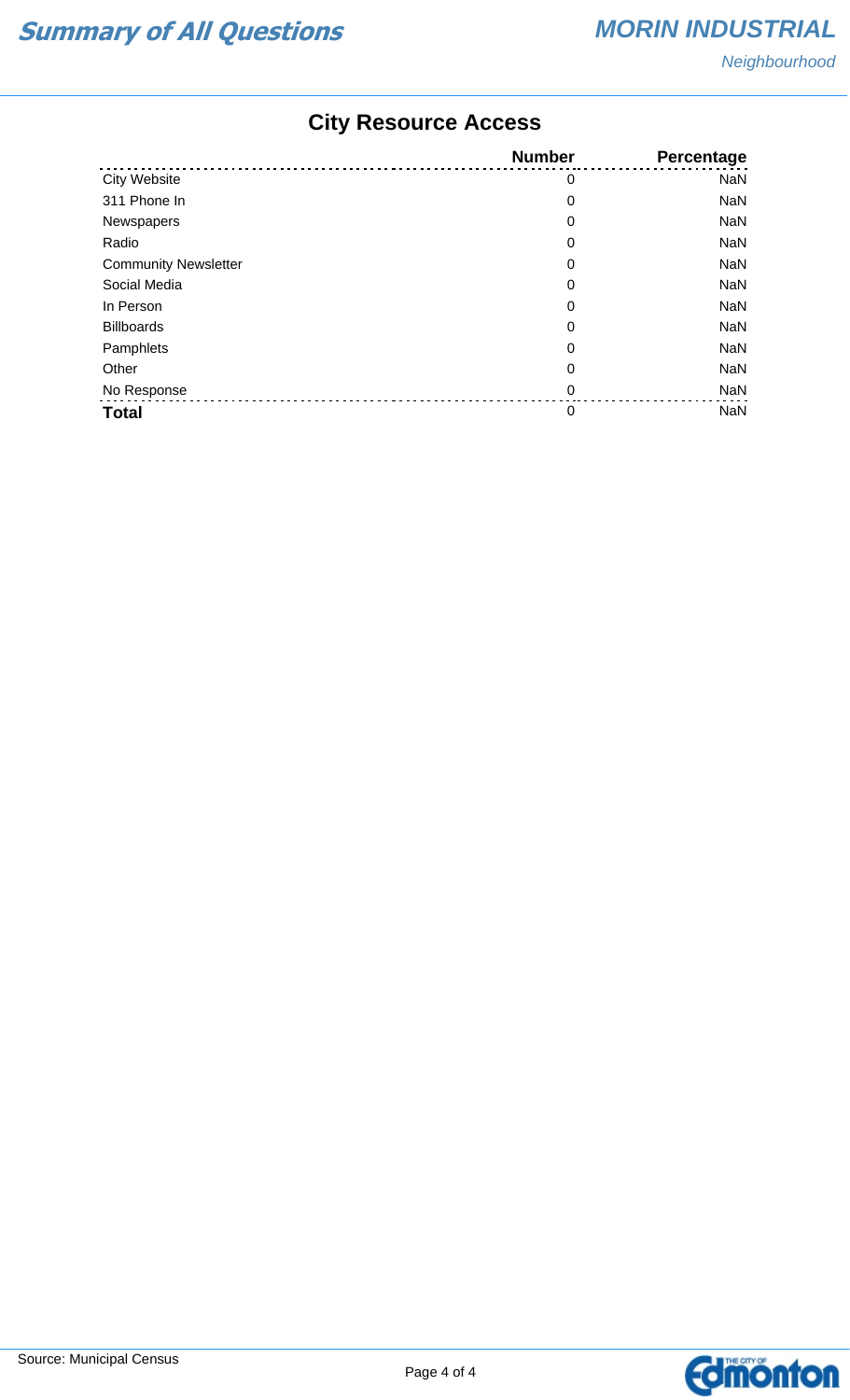## City Resource Access

| | Number | Percentage |
|---|---|---|
| City Website | 0 | NaN |
| 311 Phone In | 0 | NaN |
| Newspapers | 0 | NaN |
| Radio | 0 | NaN |
| Community Newsletter | 0 | NaN |
| Social Media | 0 | NaN |
| In Person | 0 | NaN |
| Billboards | 0 | NaN |
| Pamphlets | 0 | NaN |
| Other | 0 | NaN |
| No Response | 0 | NaN |
| **Total** | 0 | NaN |

Source: Municipal Census